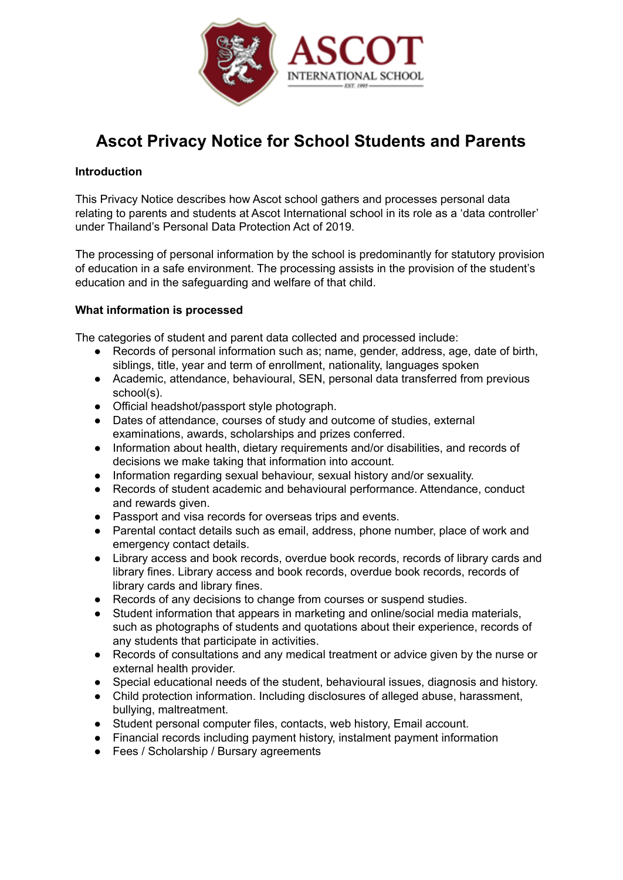# Ascot Privacy Notice for School Students and Parents

**Introduction**

This Privacy Notice describes how Ascot school gathers and processes personal data relating to parents and students at Ascot International school in its role as a 'data controller' under Thailand's Personal Data Protection Act of 2019.

The processing of personal information by the school is predominantly for statutory provision of education in a safe environment. The processing assists in the provision of the student's education and in the safeguarding and welfare of that child.

**What information is processed**

The categories of student and parent data collected and processed include:

- Records of personal information such as; name, gender, address, age, date of birth, siblings, title, year and term of enrollment, nationality, languages spoken
- Academic, attendance, behavioural, SEN, personal data transferred from previous school(s).
- Official headshot/passport style photograph.
- Dates of attendance, courses of study and outcome of studies, external examinations, awards, scholarships and prizes conferred.
- Information about health, dietary requirements and/or disabilities, and records of decisions we make taking that information into account.
- Information regarding sexual behaviour, sexual history and/or sexuality.
- Records of student academic and behavioural performance. Attendance, conduct and rewards given.
- Passport and visa records for overseas trips and events.
- Parental contact details such as email, address, phone number, place of work and emergency contact details.
- Library access and book records, overdue book records, records of library cards and library fines. Library access and book records, overdue book records, records of library cards and library fines.
- Records of any decisions to change from courses or suspend studies.
- Student information that appears in marketing and online/social media materials, such as photographs of students and quotations about their experience, records of any students that participate in activities.
- Records of consultations and any medical treatment or advice given by the nurse or external health provider.
- Special educational needs of the student, behavioural issues, diagnosis and history.
- Child protection information. Including disclosures of alleged abuse, harassment, bullying, maltreatment.
- Student personal computer files, contacts, web history, Email account.
- Financial records including payment history, instalment payment information
- Fees / Scholarship / Bursary agreements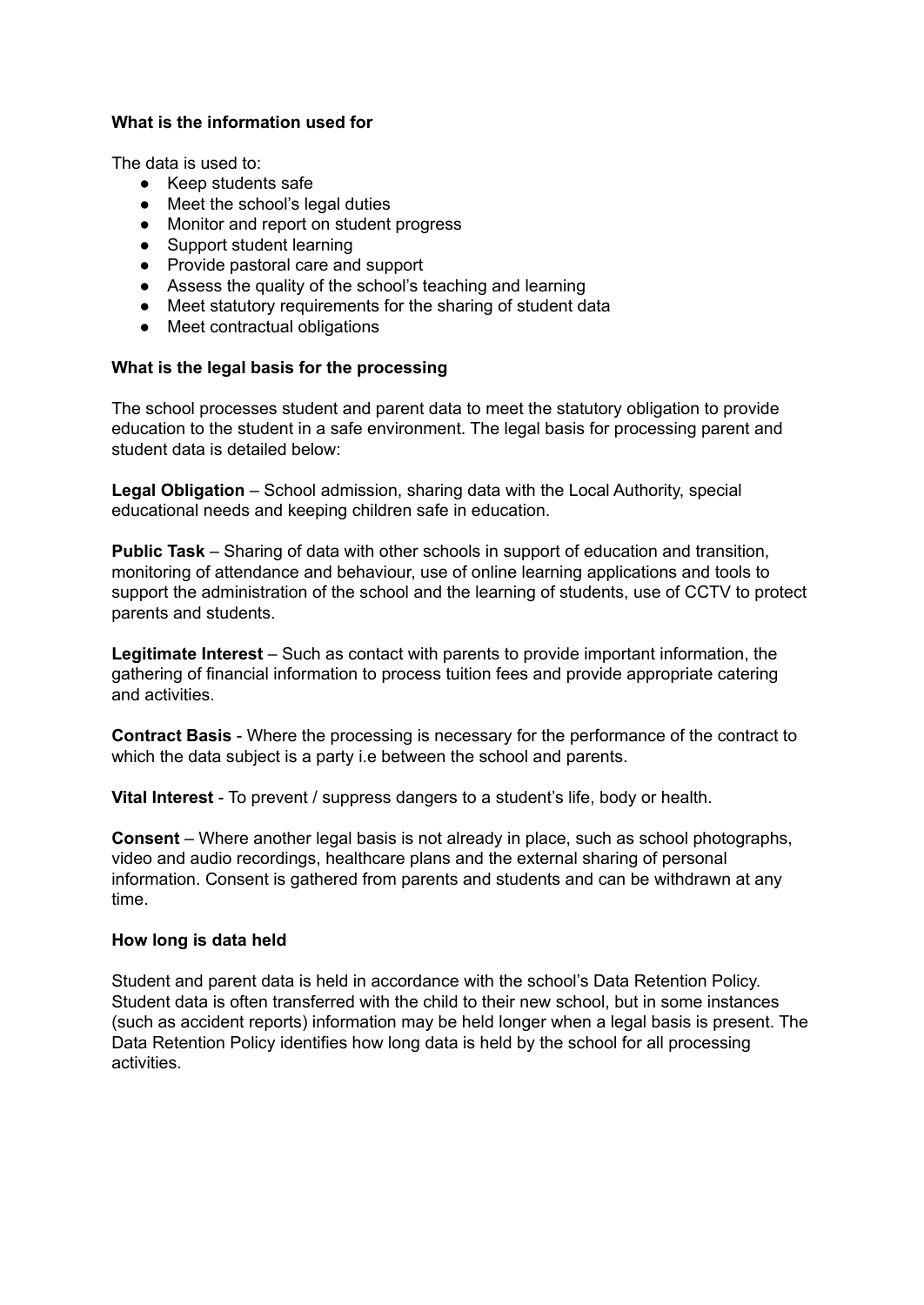**What is the information used for**

The data is used to:

- Keep students safe
- Meet the school's legal duties
- Monitor and report on student progress
- Support student learning
- Provide pastoral care and support
- Assess the quality of the school's teaching and learning
- Meet statutory requirements for the sharing of student data
- Meet contractual obligations

**What is the legal basis for the processing**

The school processes student and parent data to meet the statutory obligation to provide education to the student in a safe environment. The legal basis for processing parent and student data is detailed below:

**Legal Obligation** – School admission, sharing data with the Local Authority, special educational needs and keeping children safe in education.

**Public Task** – Sharing of data with other schools in support of education and transition, monitoring of attendance and behaviour, use of online learning applications and tools to support the administration of the school and the learning of students, use of CCTV to protect parents and students.

**Legitimate Interest** – Such as contact with parents to provide important information, the gathering of financial information to process tuition fees and provide appropriate catering and activities.

**Contract Basis** - Where the processing is necessary for the performance of the contract to which the data subject is a party i.e between the school and parents.

**Vital Interest** - To prevent / suppress dangers to a student's life, body or health.

**Consent** – Where another legal basis is not already in place, such as school photographs, video and audio recordings, healthcare plans and the external sharing of personal information. Consent is gathered from parents and students and can be withdrawn at any time.

**How long is data held**

Student and parent data is held in accordance with the school's Data Retention Policy. Student data is often transferred with the child to their new school, but in some instances (such as accident reports) information may be held longer when a legal basis is present. The Data Retention Policy identifies how long data is held by the school for all processing activities.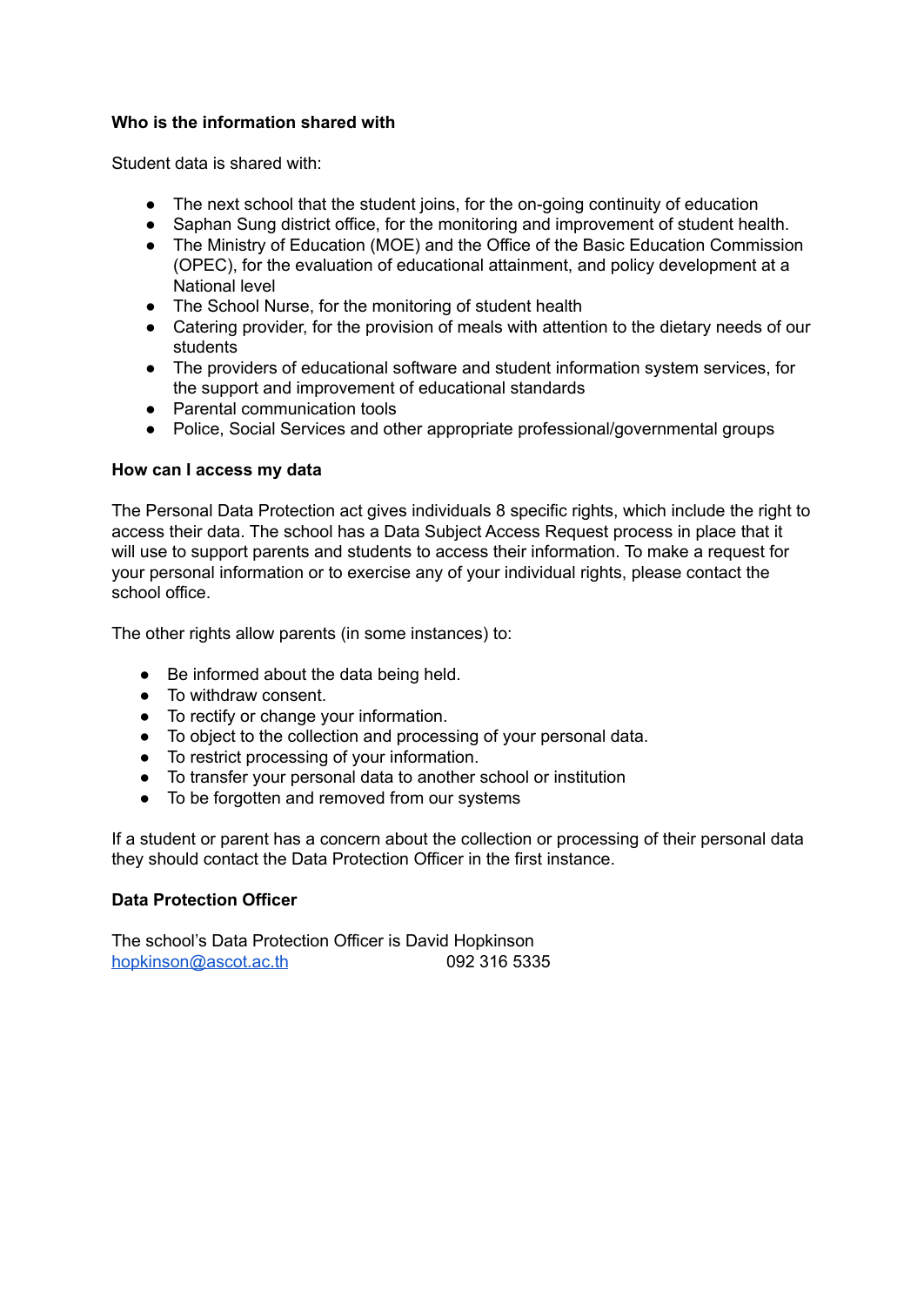**Who is the information shared with**

Student data is shared with:

- The next school that the student joins, for the on-going continuity of education
- Saphan Sung district office, for the monitoring and improvement of student health.
- The Ministry of Education (MOE) and the Office of the Basic Education Commission (OPEC), for the evaluation of educational attainment, and policy development at a National level
- The School Nurse, for the monitoring of student health
- Catering provider, for the provision of meals with attention to the dietary needs of our students
- The providers of educational software and student information system services, for the support and improvement of educational standards
- Parental communication tools
- Police, Social Services and other appropriate professional/governmental groups

**How can I access my data**

The Personal Data Protection act gives individuals 8 specific rights, which include the right to access their data. The school has a Data Subject Access Request process in place that it will use to support parents and students to access their information. To make a request for your personal information or to exercise any of your individual rights, please contact the school office.

The other rights allow parents (in some instances) to:

- Be informed about the data being held.
- To withdraw consent.
- To rectify or change your information.
- To object to the collection and processing of your personal data.
- To restrict processing of your information.
- To transfer your personal data to another school or institution
- To be forgotten and removed from our systems

If a student or parent has a concern about the collection or processing of their personal data they should contact the Data Protection Officer in the first instance.

**Data Protection Officer**

The school's Data Protection Officer is David Hopkinson
hopkinson@ascot.ac.th 092 316 5335